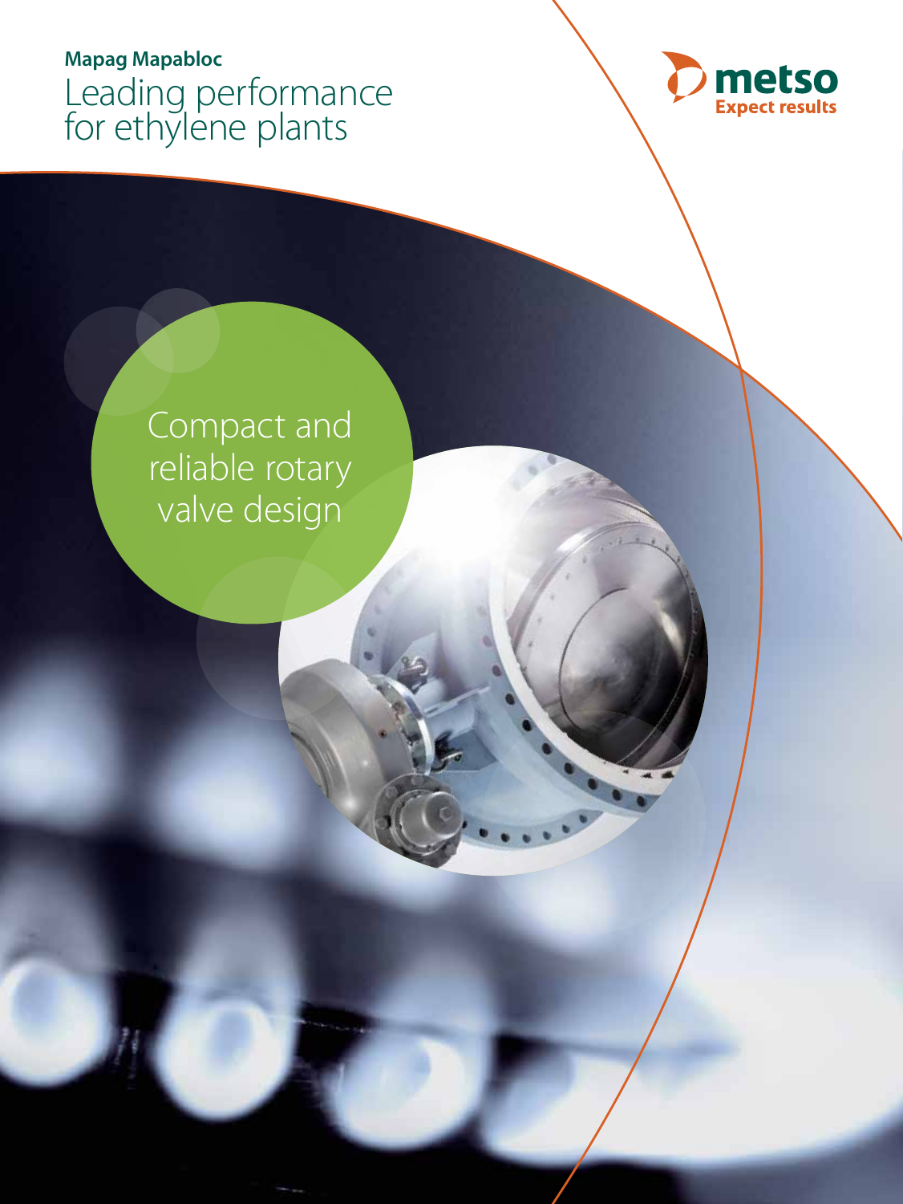**Mapag Mapabloc**

# Leading performance for ethylene plants

metso

Expect results

Compact and reliable rotary valve design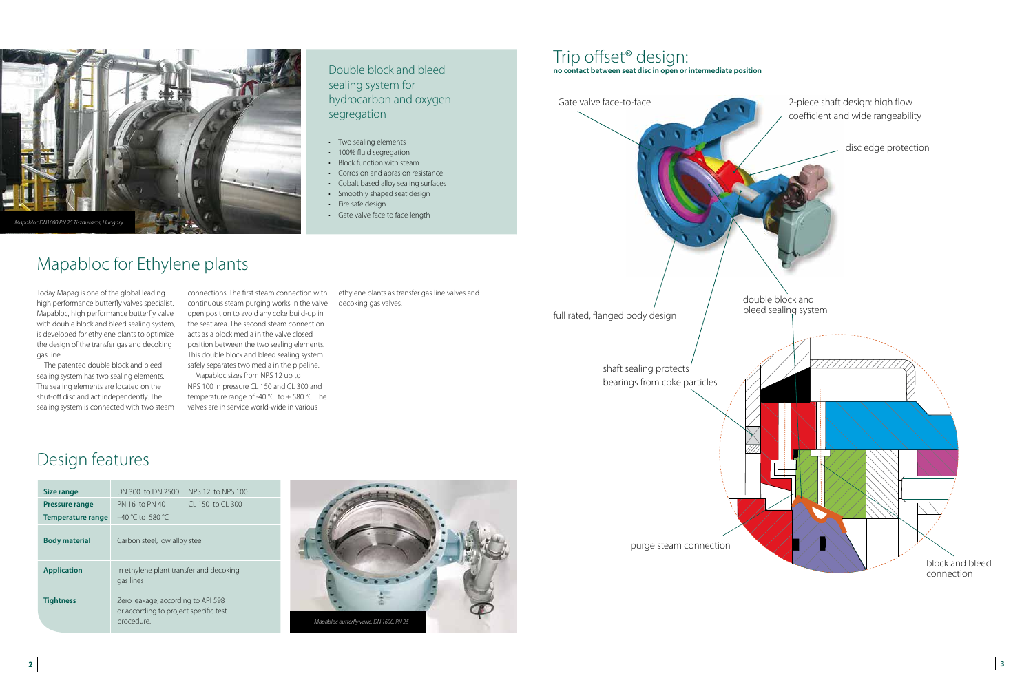Mapabloc DN1000 PN 25 Tiszaujvaros, Hungary

## Double block and bleed sealing system for hydrocarbon and oxygen segregation

- Two sealing elements
- 100% fluid segregation
- Block function with steam
- Corrosion and abrasion resistance
- Cobalt based alloy sealing surfaces
- Smoothly shaped seat design
- Fire safe design
- Gate valve face to face length

# Mapabloc for Ethylene plants

Today Mapag is one of the global leading high performance butterfly valves specialist. Mapabloc, high performance butterfly valve with double block and bleed sealing system, is developed for ethylene plants to optimize the design of the transfer gas and decoking gas line.

The patented double block and bleed sealing system has two sealing elements. The sealing elements are located on the shut-off disc and act independently. The sealing system is connected with two steam connections. The first steam connection with continuous steam purging works in the valve open position to avoid any coke build-up in the seat area. The second steam connection acts as a block media in the valve closed position between the two sealing elements. This double block and bleed sealing system safely separates two media in the pipeline.

Mapabloc sizes from NPS 12 up to NPS 100 in pressure CL 150 and CL 300 and temperature range of -40 °C to + 580 °C. The valves are in service world-wide in various ethylene plants as transfer gas line valves and decoking gas valves.

# Design features

| Size range | DN 300 to DN 2500 | NPS 12 to NPS 100 |
|---|---|---|
| Pressure range | PN 16 to PN 40 | CL 150 to CL 300 |
| Temperature range | –40 °C to 580 °C | |
| Body material | Carbon steel, low alloy steel | |
| Application | In ethylene plant transfer and decoking gas lines | |
| Tightness | Zero leakage, according to API 598 or according to project specific test procedure. | |

Mapabloc butterfly valve, DN 1600, PN 25

## Trip offset® design:

**no contact between seat disc in open or intermediate position**

Gate valve face-to-face

2-piece shaft design: high flow coefficient and wide rangeability

disc edge protection

full rated, flanged body design

double block and bleed sealing system

shaft sealing protects bearings from coke particles

purge steam connection

block and bleed connection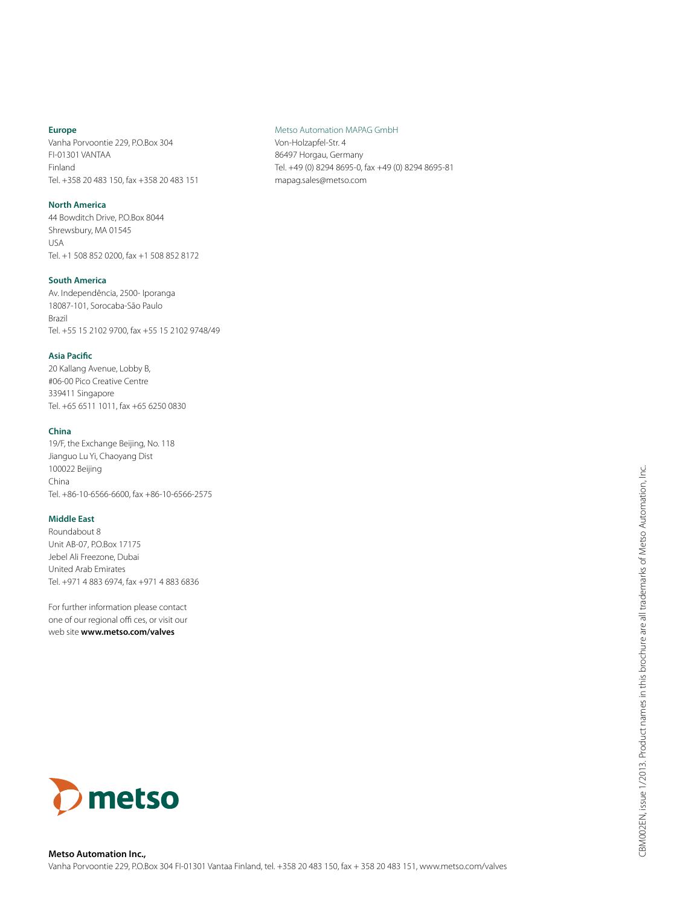**Europe**
Vanha Porvoontie 229, P.O.Box 304
FI-01301 VANTAA
Finland
Tel. +358 20 483 150, fax +358 20 483 151

**North America**
44 Bowditch Drive, P.O.Box 8044
Shrewsbury, MA 01545
USA
Tel. +1 508 852 0200, fax +1 508 852 8172

**South America**
Av. Independência, 2500- Iporanga
18087-101, Sorocaba-São Paulo
Brazil
Tel. +55 15 2102 9700, fax +55 15 2102 9748/49

**Asia Pacific**
20 Kallang Avenue, Lobby B,
#06-00 Pico Creative Centre
339411 Singapore
Tel. +65 6511 1011, fax +65 6250 0830

**China**
19/F, the Exchange Beijing, No. 118
Jianguo Lu Yi, Chaoyang Dist
100022 Beijing
China
Tel. +86-10-6566-6600, fax +86-10-6566-2575

**Middle East**
Roundabout 8
Unit AB-07, P.O.Box 17175
Jebel Ali Freezone, Dubai
United Arab Emirates
Tel. +971 4 883 6974, fax +971 4 883 6836

For further information please contact one of our regional offi ces, or visit our web site **www.metso.com/valves**

Metso Automation MAPAG GmbH
Von-Holzapfel-Str. 4
86497 Horgau, Germany
Tel. +49 (0) 8294 8695-0, fax +49 (0) 8294 8695-81
mapag.sales@metso.com

metso

CBM002EN, issue 1/2013. Product names in this brochure are all trademarks of Metso Automation, Inc.

**Metso Automation Inc.,**
Vanha Porvoontie 229, P.O.Box 304 FI-01301 Vantaa Finland, tel. +358 20 483 150, fax + 358 20 483 151, www.metso.com/valves